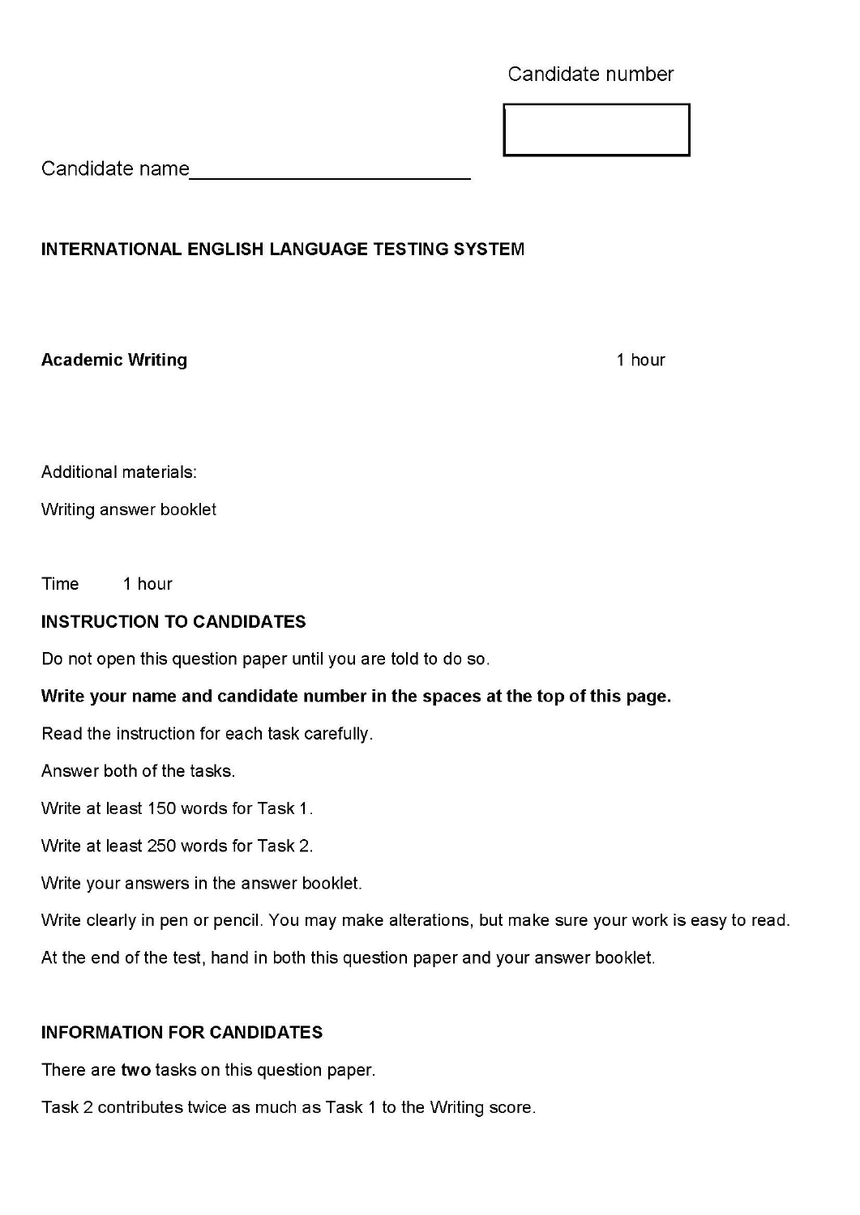Candidate number

Candidate name________________________

**INTERNATIONAL ENGLISH LANGUAGE TESTING SYSTEM**

**Academic Writing** 1 hour

Additional materials:

Writing answer booklet

Time 1 hour

**INSTRUCTION TO CANDIDATES**

Do not open this question paper until you are told to do so.

**Write your name and candidate number in the spaces at the top of this page.**

Read the instruction for each task carefully.

Answer both of the tasks.

Write at least 150 words for Task 1.

Write at least 250 words for Task 2.

Write your answers in the answer booklet.

Write clearly in pen or pencil. You may make alterations, but make sure your work is easy to read.

At the end of the test, hand in both this question paper and your answer booklet.

**INFORMATION FOR CANDIDATES**

There are **two** tasks on this question paper.

Task 2 contributes twice as much as Task 1 to the Writing score.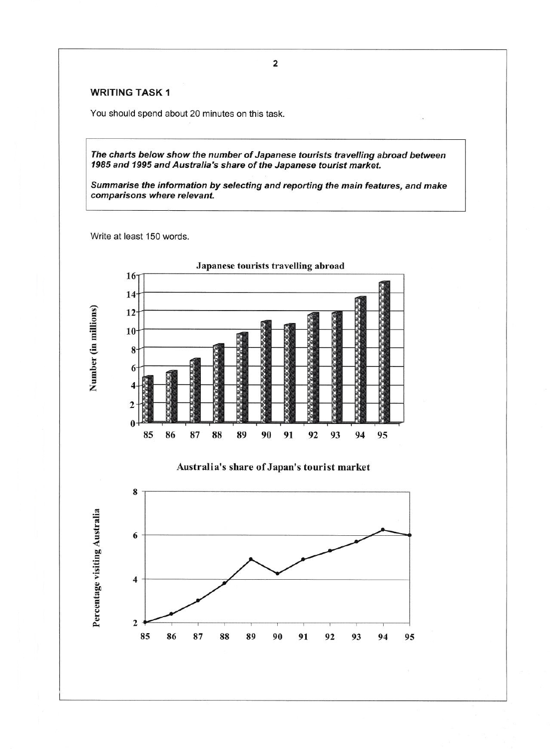## WRITING TASK 1

You should spend about 20 minutes on this task.

***The charts below show the number of Japanese tourists travelling abroad between 1985 and 1995 and Australia's share of the Japanese tourist market.***

***Summarise the information by selecting and reporting the main features, and make comparisons where relevant.***

Write at least 150 words.

**Japanese tourists travelling abroad**

Number (in millions)

16, 14, 12, 10, 8, 6, 4, 2, 0

85 86 87 88 89 90 91 92 93 94 95

**Australia's share of Japan's tourist market**

Percentage visiting Australia

8, 6, 4, 2

85 86 87 88 89 90 91 92 93 94 95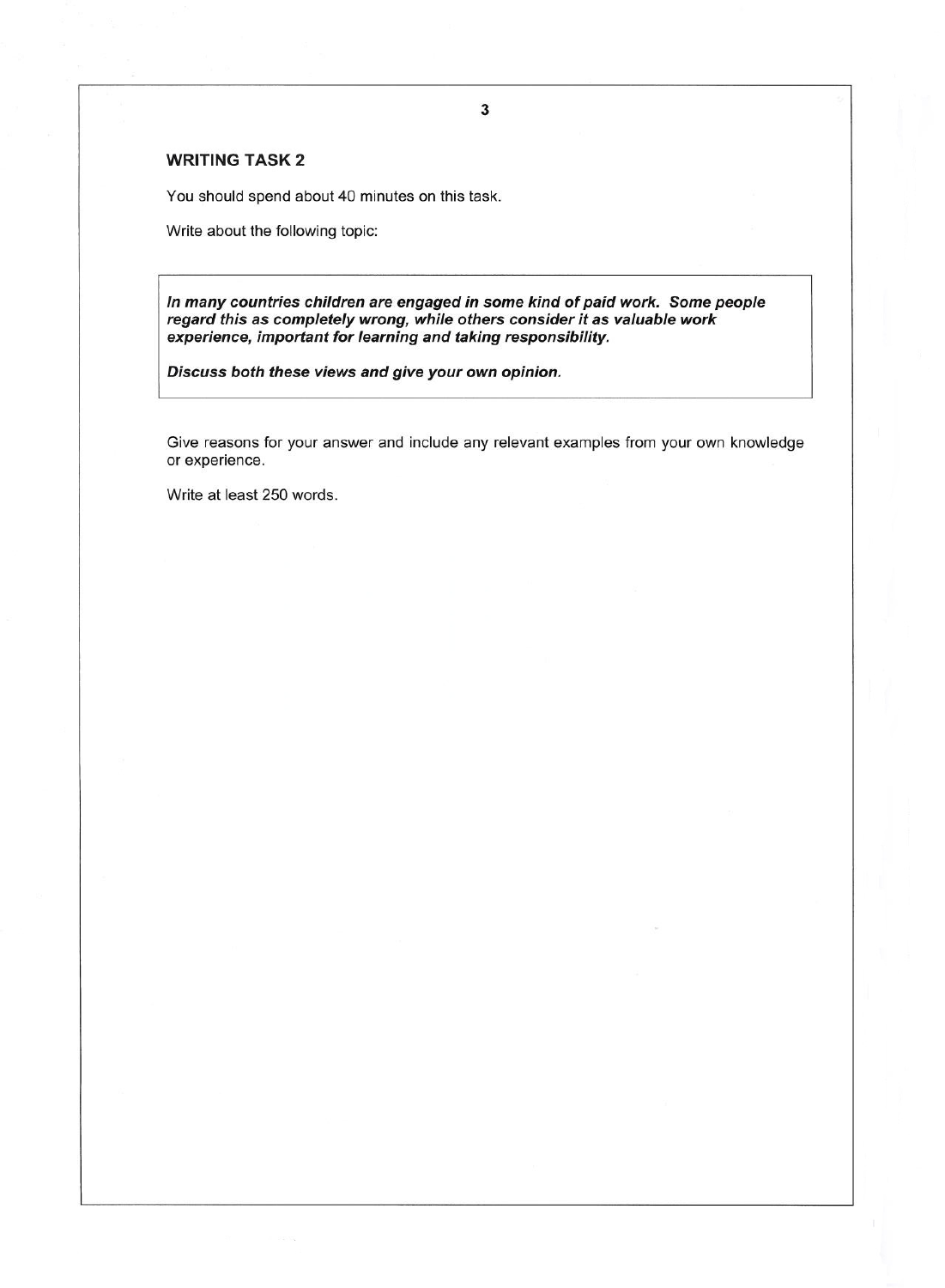## WRITING TASK 2

You should spend about 40 minutes on this task.

Write about the following topic:

> ***In many countries children are engaged in some kind of paid work. Some people regard this as completely wrong, while others consider it as valuable work experience, important for learning and taking responsibility.***
>
> ***Discuss both these views and give your own opinion.***

Give reasons for your answer and include any relevant examples from your own knowledge or experience.

Write at least 250 words.